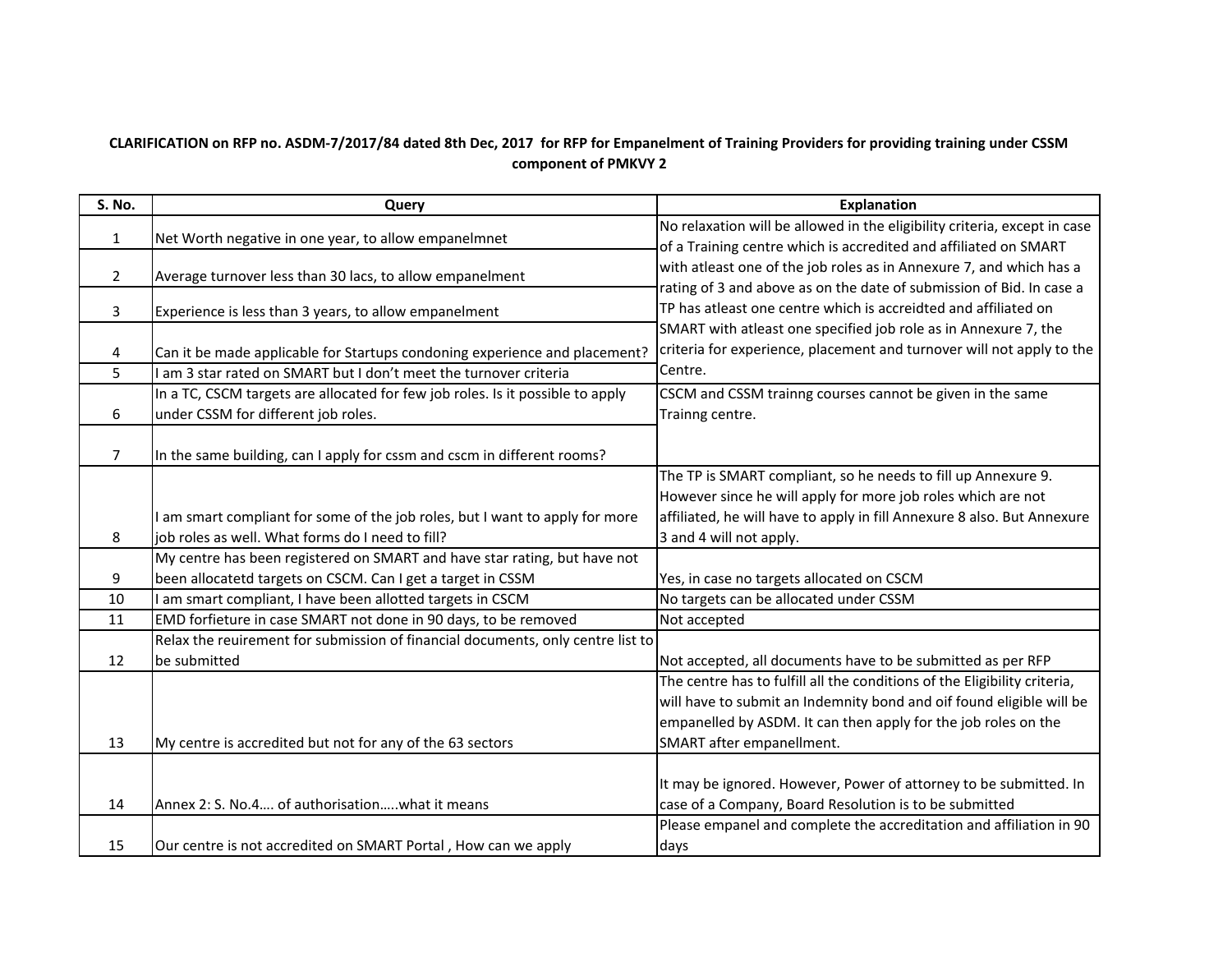**CLARIFICATION on RFP no. ASDM-7/2017/84 dated 8th Dec, 2017 for RFP for Empanelment of Training Providers for providing training under CSSM component of PMKVY 2**

| S. No. | Query | Explanation |
|---|---|---|
| 1 | Net Worth negative in one year, to allow empanelmnet | No relaxation will be allowed in the eligibility criteria, except in case of a Training centre which is accredited and affiliated on SMART with atleast one of the job roles as in Annexure 7, and which has a rating of 3 and above as on the date of submission of Bid. In case a TP has atleast one centre which is accreidted and affiliated on SMART with atleast one specified job role as in Annexure 7, the criteria for experience, placement and turnover will not apply to the Centre. |
| 2 | Average turnover less than 30 lacs, to allow empanelment | |
| 3 | Experience is less than 3 years, to allow empanelment | |
| 4 | Can it be made applicable for Startups condoning experience and placement? | |
| 5 | I am 3 star rated on SMART but I don't meet the turnover criteria | |
| 6 | In a TC, CSCM targets are allocated for few job roles. Is it possible to apply under CSSM for different job roles. | CSCM and CSSM trainng courses cannot be given in the same Trainng centre. |
| 7 | In the same building, can I apply for cssm and cscm in different rooms? | |
| 8 | I am smart compliant for some of the job roles, but I want to apply for more job roles as well. What forms do I need to fill? | The TP is SMART compliant, so he needs to fill up Annexure 9. However since he will apply for more job roles which are not affiliated, he will have to apply in fill Annexure 8 also. But Annexure 3 and 4 will not apply. |
| 9 | My centre has been registered on SMART and have star rating, but have not been allocatetd targets on CSCM. Can I get a target in CSSM | Yes, in case no targets allocated on CSCM |
| 10 | I am smart compliant, I have been allotted targets in CSCM | No targets can be allocated under CSSM |
| 11 | EMD forfieture in case SMART not done in 90 days, to be removed | Not accepted |
| 12 | Relax the reuirement for submission of financial documents, only centre list to be submitted | Not accepted, all documents have to be submitted as per RFP |
| 13 | My centre is accredited but not for any of the 63 sectors | The centre has to fulfill all the conditions of the Eligibility criteria, will have to submit an Indemnity bond and oif found eligible will be empanelled by ASDM. It can then apply for the job roles on the SMART after empanellment. |
| 14 | Annex 2: S. No.4…. of authorisation…..what it means | It may be ignored. However, Power of attorney to be submitted. In case of a Company, Board Resolution is to be submitted |
| 15 | Our centre is not accredited on SMART Portal , How can we apply | Please empanel and complete the accreditation and affiliation in 90 days |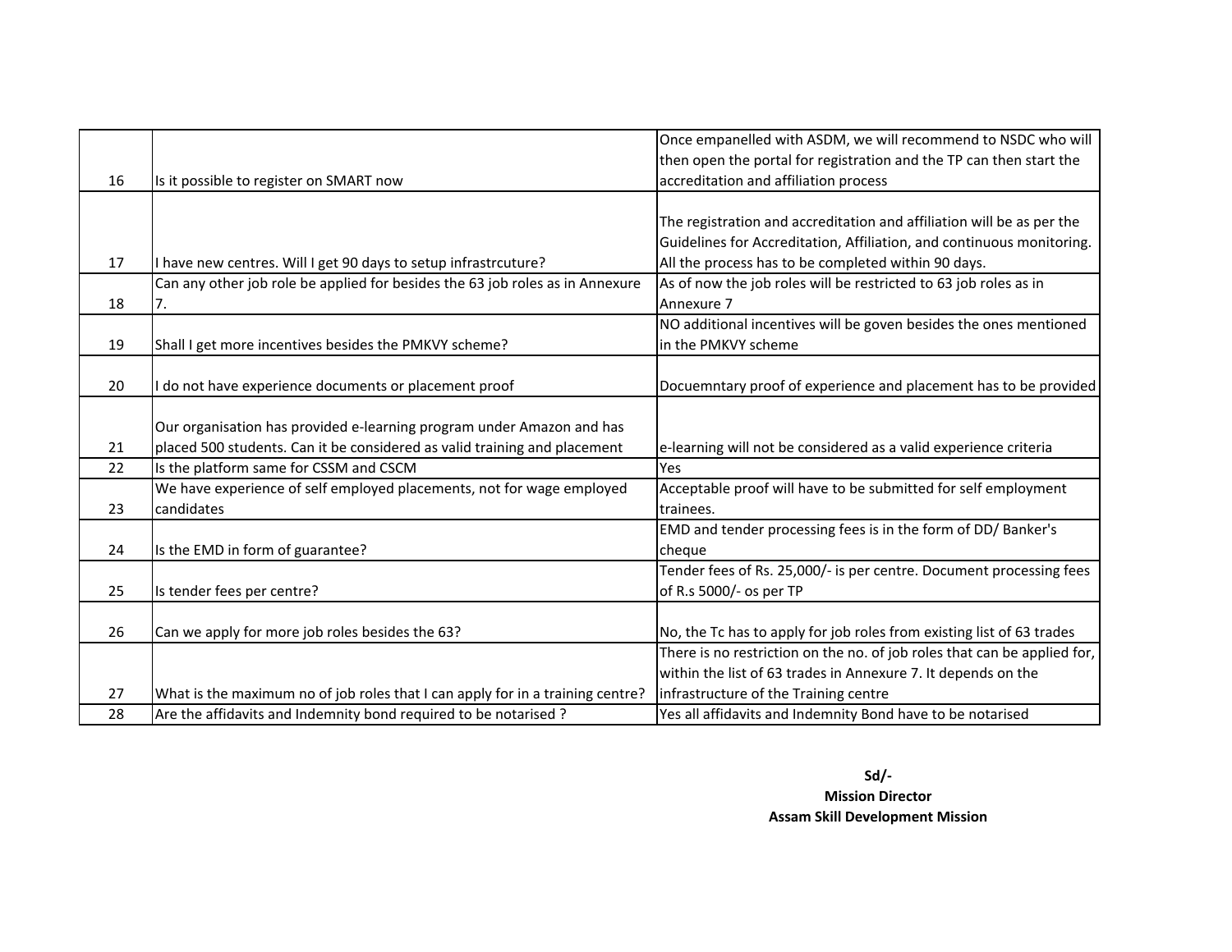| | | |
|---|---|---|
| 16 | Is it possible to register on SMART now | Once empanelled with ASDM, we will recommend to NSDC who will then open the portal for registration and the TP can then start the accreditation and affiliation process |
| 17 | I have new centres. Will I get 90 days to setup infrastrcuture? | The registration and accreditation and affiliation will be as per the Guidelines for Accreditation, Affiliation, and continuous monitoring. All the process has to be completed within 90 days. |
| 18 | Can any other job role be applied for besides the 63 job roles as in Annexure 7. | As of now the job roles will be restricted to 63 job roles as in Annexure 7 |
| 19 | Shall I get more incentives besides the PMKVY scheme? | NO additional incentives will be goven besides the ones mentioned in the PMKVY scheme |
| 20 | I do not have experience documents or placement proof | Docuemntary proof of experience and placement has to be provided |
| 21 | Our organisation has provided e-learning program under Amazon and has placed 500 students. Can it be considered as valid training and placement | e-learning will not be considered as a valid experience criteria |
| 22 | Is the platform same for CSSM and CSCM | Yes |
| 23 | We have experience of self employed placements, not for wage employed candidates | Acceptable proof will have to be submitted for self employment trainees. |
| 24 | Is the EMD in form of guarantee? | EMD and tender processing fees is in the form of DD/ Banker's cheque |
| 25 | Is tender fees per centre? | Tender fees of Rs. 25,000/- is per centre. Document processing fees of R.s 5000/- os per TP |
| 26 | Can we apply for more job roles besides the 63? | No, the Tc has to apply for job roles from existing list of 63 trades |
| 27 | What is the maximum no of job roles that I can apply for in a training centre? | There is no restriction on the no. of job roles that can be applied for, within the list of 63 trades in Annexure 7. It depends on the infrastructure of the Training centre |
| 28 | Are the affidavits and Indemnity bond required to be notarised ? | Yes all affidavits and Indemnity Bond have to be notarised |

**Sd/-**
**Mission Director**
**Assam Skill Development Mission**